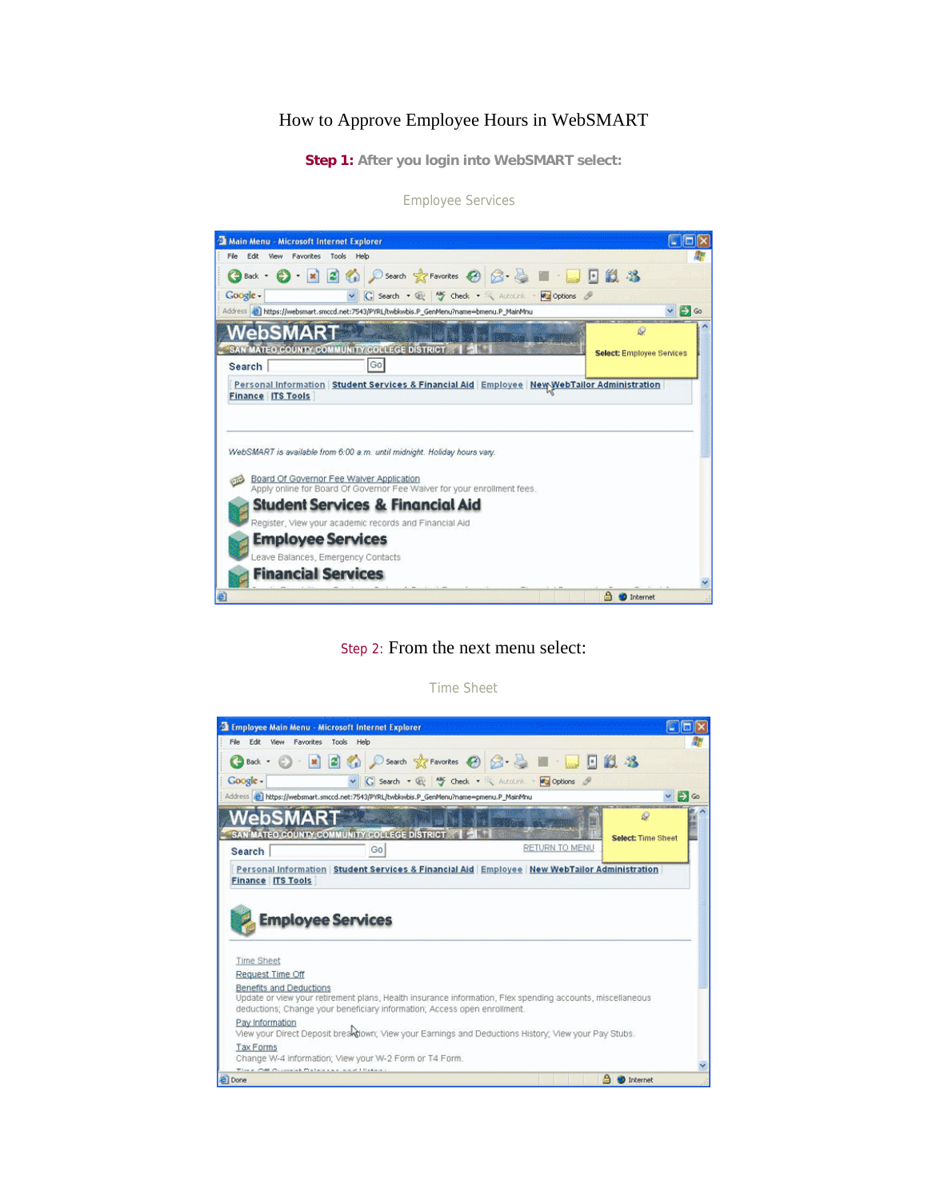# How to Approve Employee Hours in WebSMART

**Step 1:** After you login into WebSMART select:

Employee Services

Step 2: From the next menu select:

Time Sheet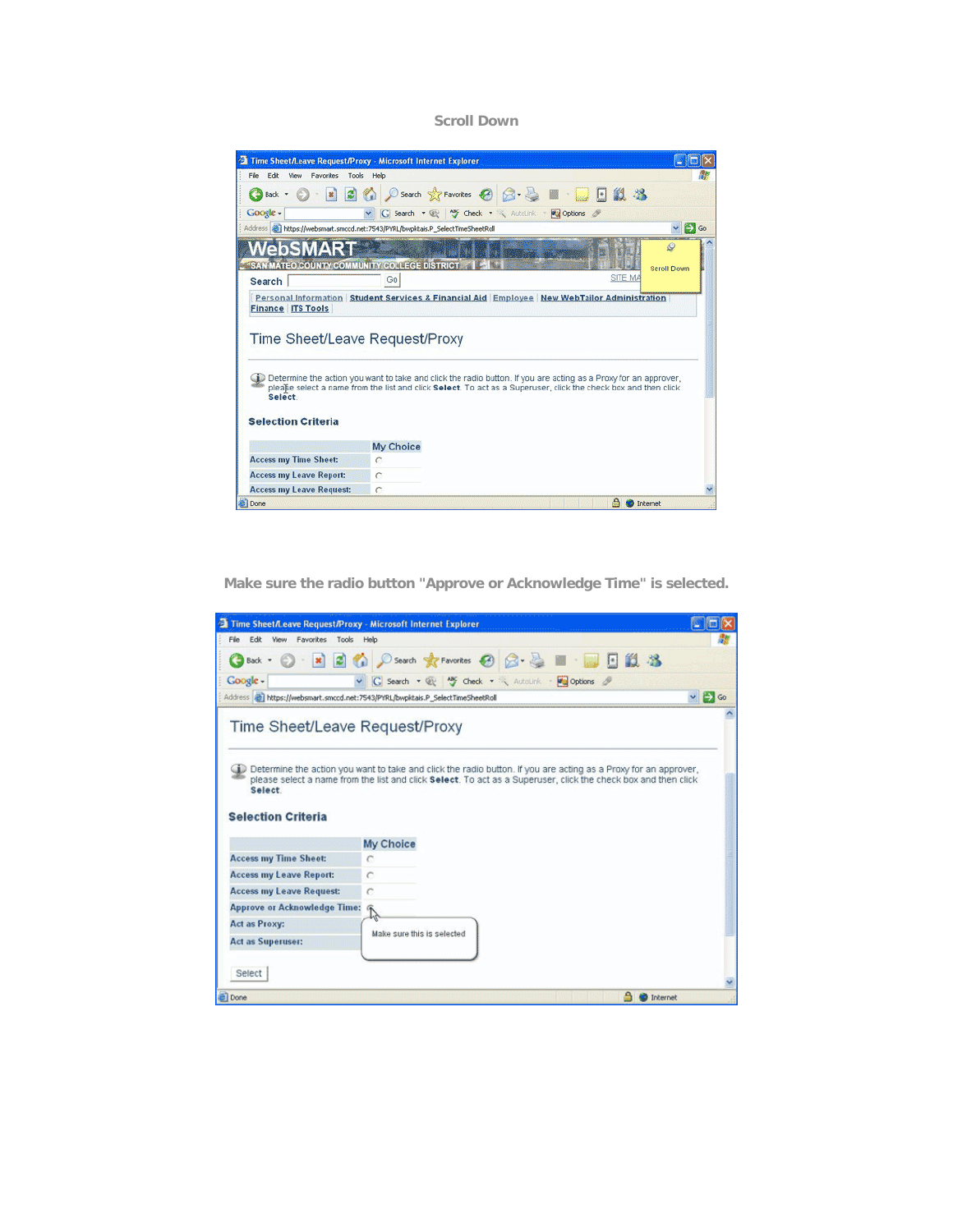Scroll Down

Make sure the radio button "Approve or Acknowledge Time" is selected.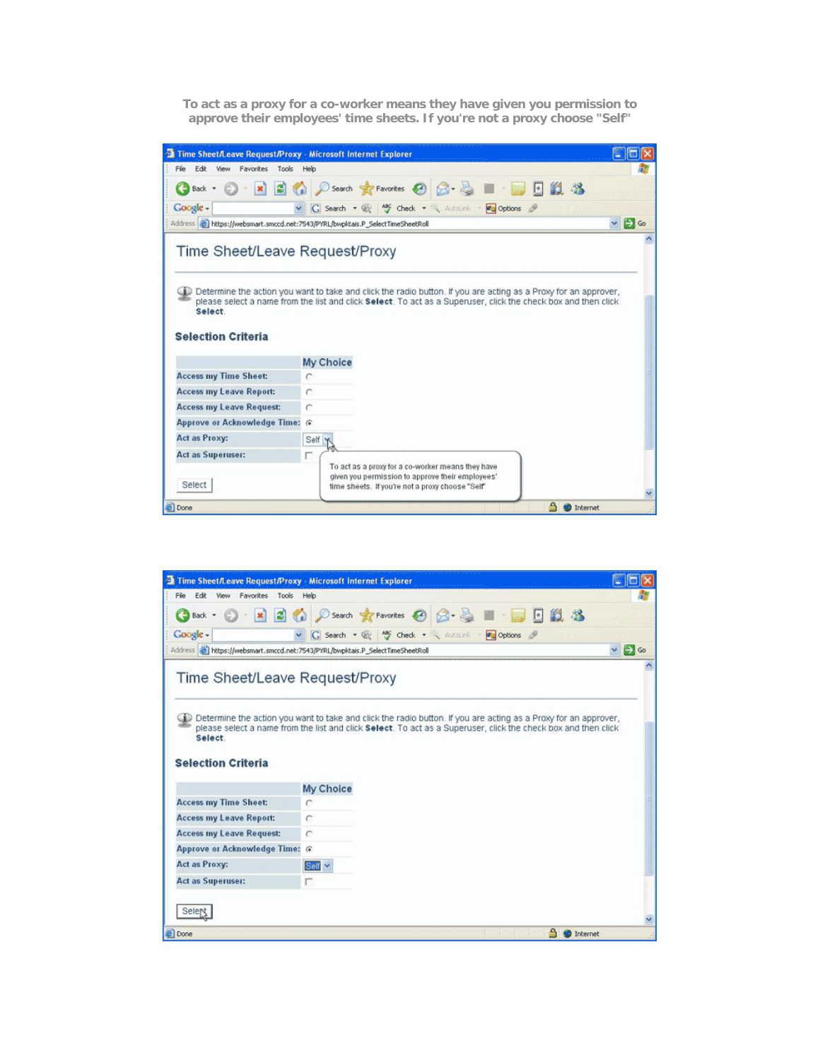To act as a proxy for a co-worker means they have given you permission to approve their employees' time sheets. If you're not a proxy choose "Self"

Time Sheet/Leave Request/Proxy - Microsoft Internet Explorer

# Time Sheet/Leave Request/Proxy

Determine the action you want to take and click the radio button. If you are acting as a Proxy for an approver, please select a name from the list and click **Select**. To act as a Superuser, click the check box and then click **Select**.

## Selection Criteria

| | My Choice |
|---|---|
| Access my Time Sheet: | ○ |
| Access my Leave Report: | ○ |
| Access my Leave Request: | ○ |
| Approve or Acknowledge Time: | ◉ |
| Act as Proxy: | Self |
| Act as Superuser: | ☐ |

Select

To act as a proxy for a co-worker means they have given you permission to approve their employees' time sheets. If you're not a proxy choose "Self"

Time Sheet/Leave Request/Proxy - Microsoft Internet Explorer

# Time Sheet/Leave Request/Proxy

Determine the action you want to take and click the radio button. If you are acting as a Proxy for an approver, please select a name from the list and click **Select**. To act as a Superuser, click the check box and then click **Select**.

## Selection Criteria

| | My Choice |
|---|---|
| Access my Time Sheet: | ○ |
| Access my Leave Report: | ○ |
| Access my Leave Request: | ○ |
| Approve or Acknowledge Time: | ◉ |
| Act as Proxy: | Self |
| Act as Superuser: | ☐ |

Select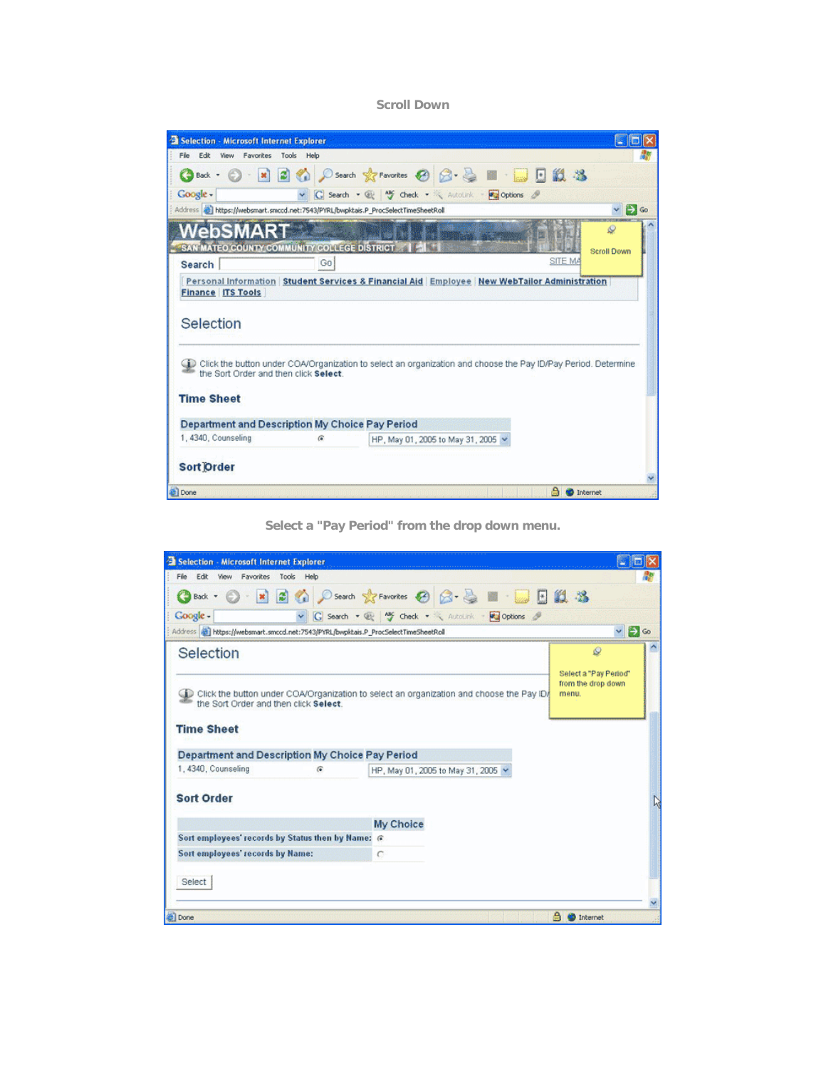Scroll Down

Select a "Pay Period" from the drop down menu.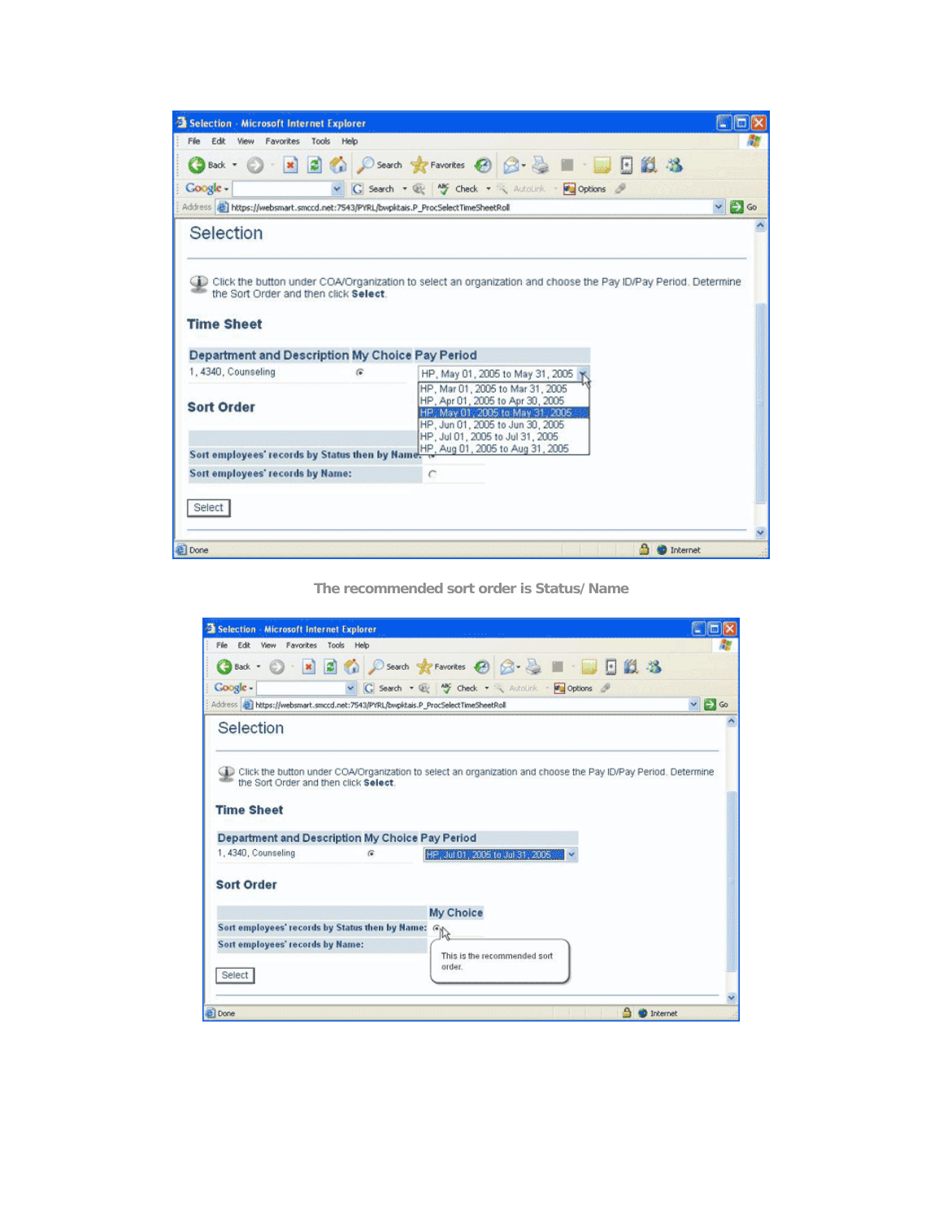The recommended sort order is Status/ Name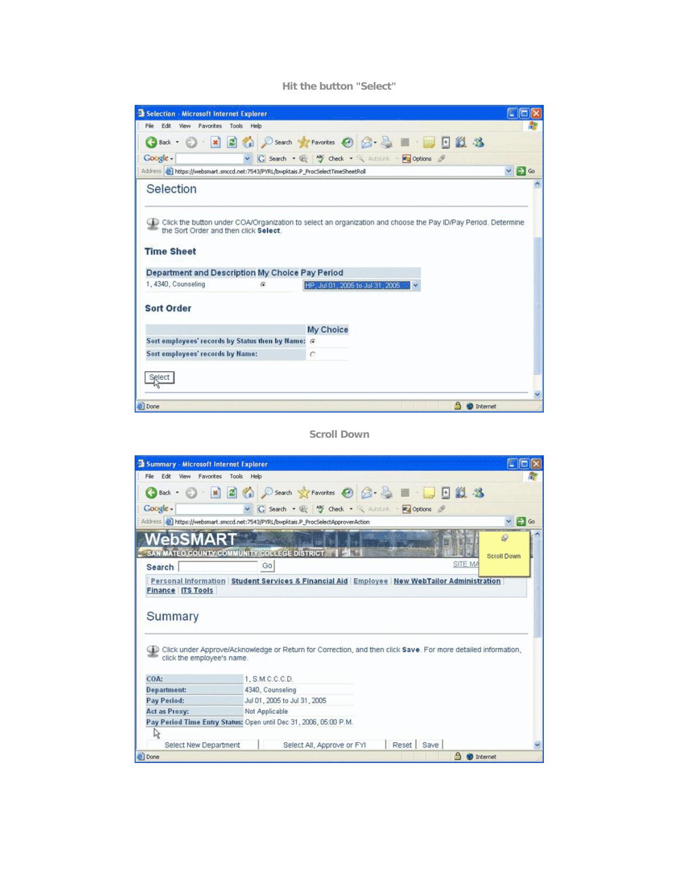Hit the button "Select"

Selection

Click the button under COA/Organization to select an organization and choose the Pay ID/Pay Period. Determine the Sort Order and then click **Select**.

**Time Sheet**

| Department and Description | My Choice | Pay Period |
| --- | --- | --- |
| 1, 4340, Counseling | ◉ | HP, Jul 01, 2005 to Jul 31, 2005 |

**Sort Order**

| | My Choice |
| --- | --- |
| Sort employees' records by Status then by Name: | ◉ |
| Sort employees' records by Name: | ○ |

Select

Scroll Down

WebSMART
SAN MATEO COUNTY COMMUNITY COLLEGE DISTRICT

Search [ ] Go

Personal Information | Student Services & Financial Aid | Employee | New WebTailor Administration | Finance | ITS Tools

Scroll Down

Summary

Click under Approve/Acknowledge or Return for Correction, and then click **Save**. For more detailed information, click the employee's name.

| | |
| --- | --- |
| COA: | 1, S.M.C.C.C.D. |
| Department: | 4340, Counseling |
| Pay Period: | Jul 01, 2005 to Jul 31, 2005 |
| Act as Proxy: | Not Applicable |
| Pay Period Time Entry Status: | Open until Dec 31, 2006, 05:00 P.M. |

Select New Department | Select All, Approve or FYI | Reset | Save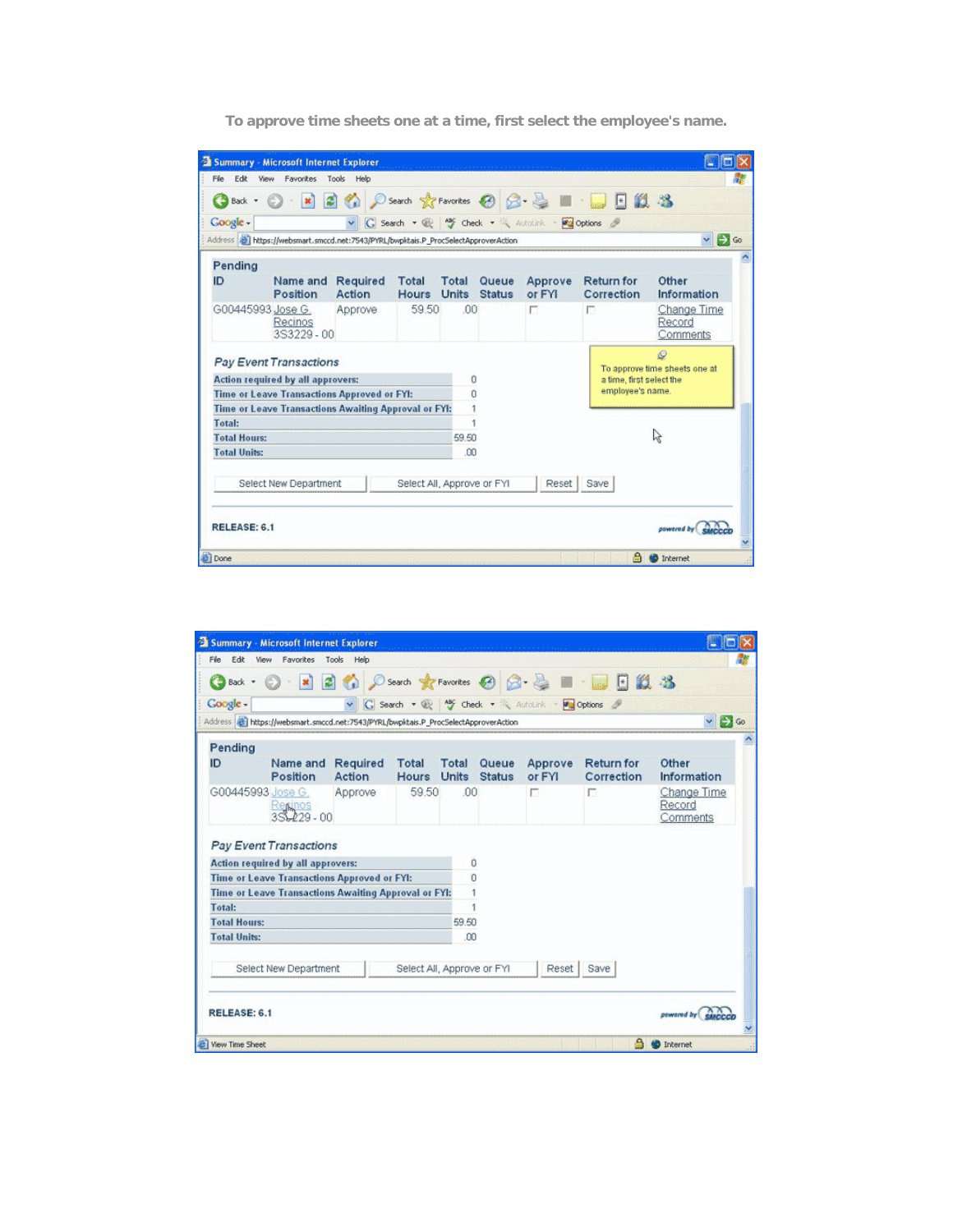To approve time sheets one at a time, first select the employee's name.

**Pending**

| ID | Name and Position | Required Action | Total Hours | Total Units | Queue Status | Approve or FYI | Return for Correction | Other Information |
|---|---|---|---|---|---|---|---|---|
| G00445993 | Jose G. Recinos 3S3229 - 00 | Approve | 59.50 | .00 | | | | Change Time Record Comments |

To approve time sheets one at a time, first select the employee's name.

*Pay Event Transactions*

| | |
|---|---|
| Action required by all approvers: | 0 |
| Time or Leave Transactions Approved or FYI: | 0 |
| Time or Leave Transactions Awaiting Approval or FYI: | 1 |
| Total: | 1 |
| Total Hours: | 59.50 |
| Total Units: | .00 |

Select New Department | Select All, Approve or FYI | Reset | Save

RELEASE: 6.1

**Pending**

| ID | Name and Position | Required Action | Total Hours | Total Units | Queue Status | Approve or FYI | Return for Correction | Other Information |
|---|---|---|---|---|---|---|---|---|
| G00445993 | Jose G. Recinos 3S3229 - 00 | Approve | 59.50 | .00 | | | | Change Time Record Comments |

*Pay Event Transactions*

| | |
|---|---|
| Action required by all approvers: | 0 |
| Time or Leave Transactions Approved or FYI: | 0 |
| Time or Leave Transactions Awaiting Approval or FYI: | 1 |
| Total: | 1 |
| Total Hours: | 59.50 |
| Total Units: | .00 |

Select New Department | Select All, Approve or FYI | Reset | Save

RELEASE: 6.1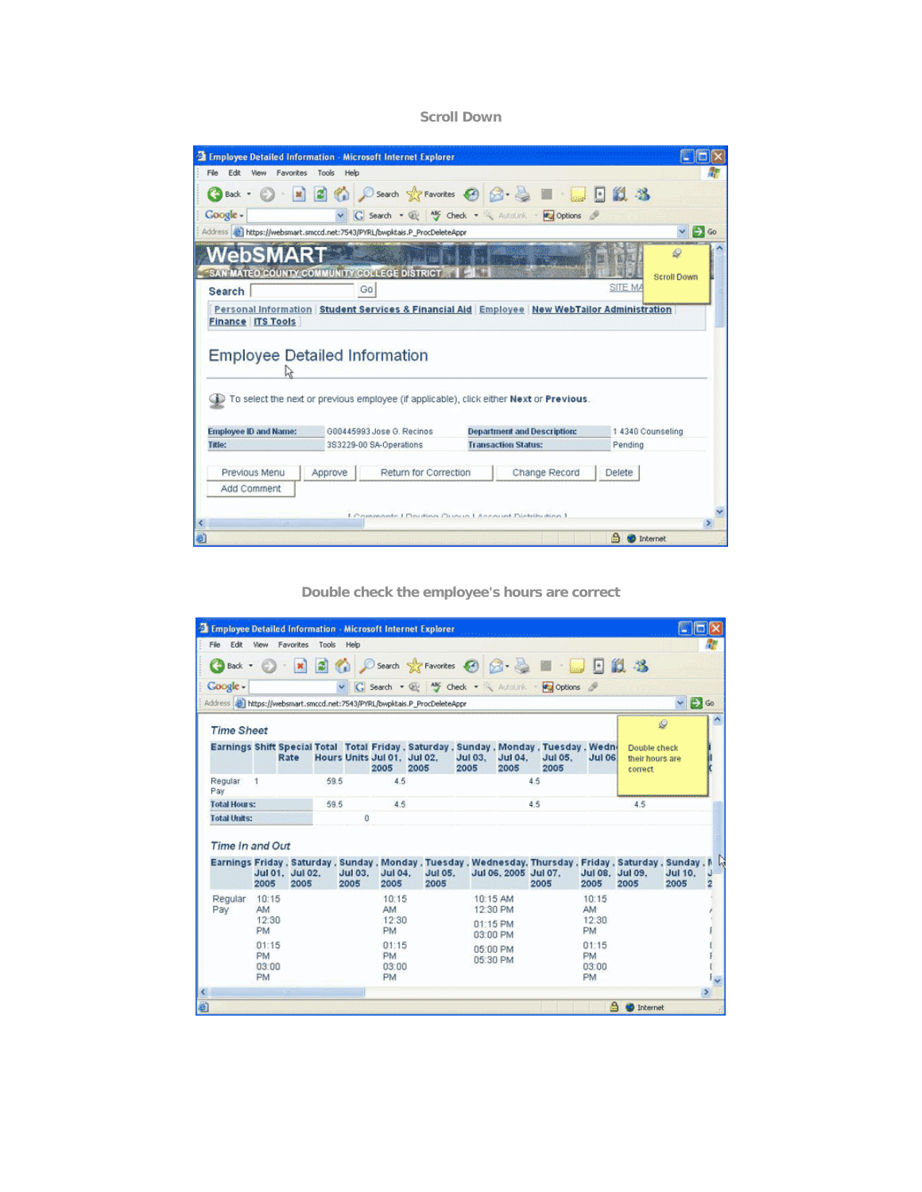Scroll Down

Double check the employee's hours are correct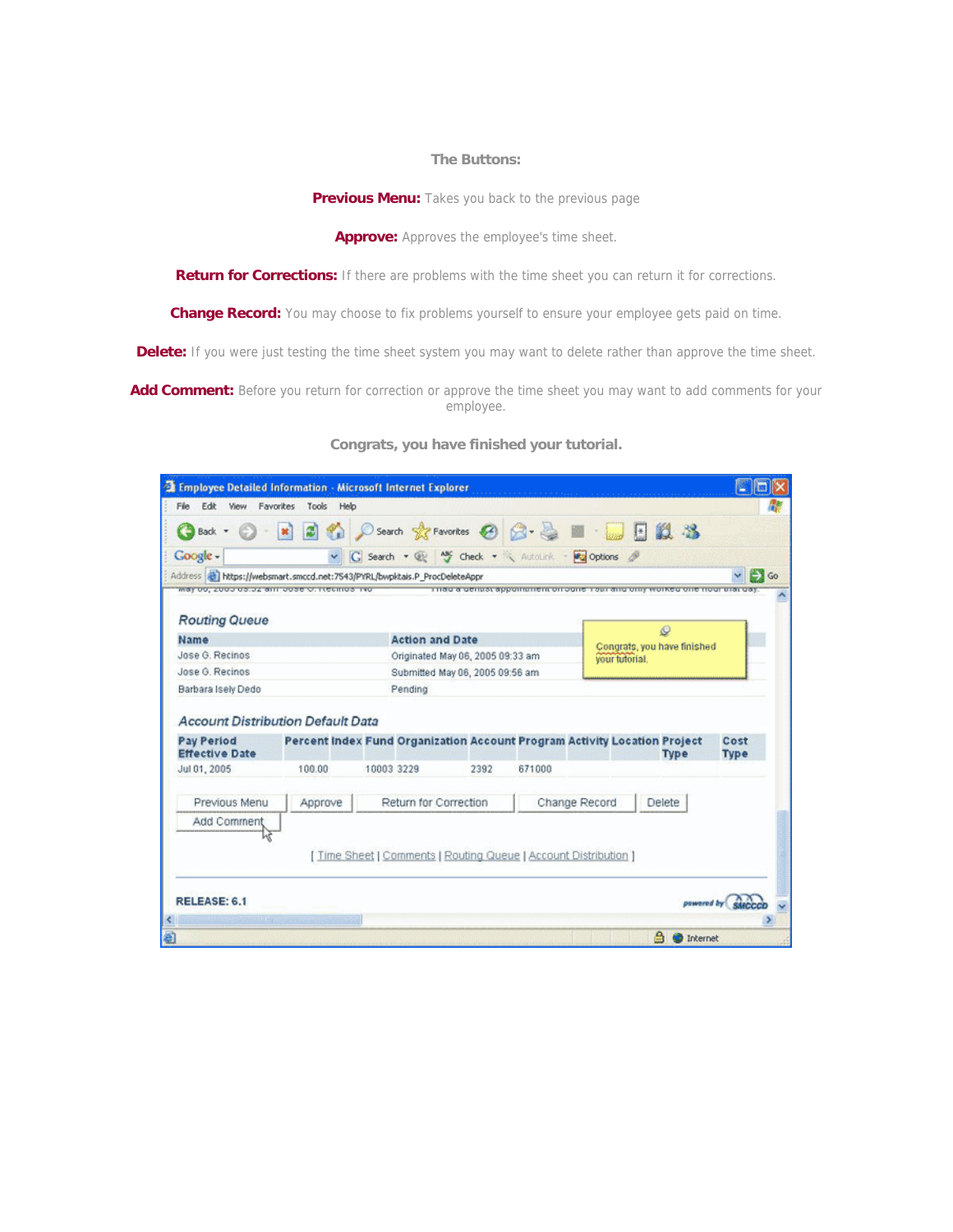**The Buttons:**

**Previous Menu:** Takes you back to the previous page

**Approve:** Approves the employee's time sheet.

**Return for Corrections:** If there are problems with the time sheet you can return it for corrections.

**Change Record:** You may choose to fix problems yourself to ensure your employee gets paid on time.

**Delete:** If you were just testing the time sheet system you may want to delete rather than approve the time sheet.

**Add Comment:** Before you return for correction or approve the time sheet you may want to add comments for your employee.

**Congrats, you have finished your tutorial.**